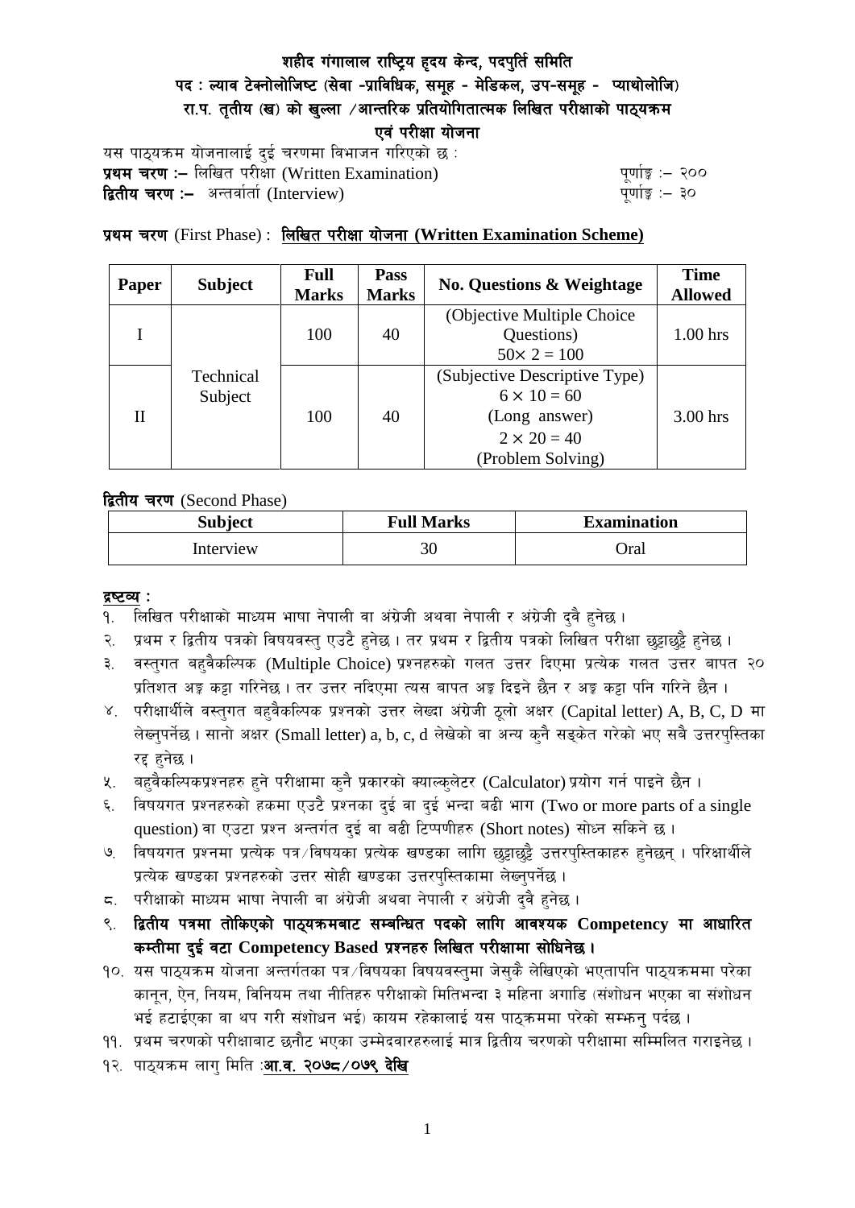# शहीद गंगालाल राष्ट्रिय हृदय केन्द, पदपुर्ति समिति

## पद : ल्याव टेक्नोलोजिष्ट (सेवा -प्राविधिक, समूह - मेडिकल, उप-समूह - प्याथोलोजि) रा.प. तृतीय (ख) को खुल्ला /आन्तरिक प्रतियोगितात्मक लिखित परीक्षाको पाठ्यक्रम एवं परीक्षा योजना

यस पाठ्यक्रम योजनालाई दुई चरणमा विभाजन गरिएको छ :

**प्रथम चरण :–** लिखित परीक्षा (Written Examination) पूर्णाङ्क :– २००

**द्वितीय चरण :–** अन्तर्वार्ता (Interview) पूर्णाङ्क :– ३०

**प्रथम चरण** (First Phase) : **लिखित परीक्षा योजना (Written Examination Scheme)**

| Paper | Subject | Full Marks | Pass Marks | No. Questions & Weightage | Time Allowed |
|---|---|---|---|---|---|
| I | Technical Subject | 100 | 40 | (Objective Multiple Choice Questions) $50\times 2 = 100$ | 1.00 hrs |
| II | | 100 | 40 | (Subjective Descriptive Type) $6 \times 10 = 60$ (Long answer) $2 \times 20 = 40$ (Problem Solving) | 3.00 hrs |

**द्वितीय चरण** (Second Phase)

| Subject | Full Marks | Examination |
|---|---|---|
| Interview | 30 | Oral |

**द्रष्टव्य :**

१. लिखित परीक्षाको माध्यम भाषा नेपाली वा अंग्रेजी अथवा नेपाली र अंग्रेजी दुवै हुनेछ ।
२. प्रथम र द्वितीय पत्रको विषयवस्तु एउटै हुनेछ । तर प्रथम र द्वितीय पत्रको लिखित परीक्षा छुट्टाछुट्टै हुनेछ ।
३. वस्तुगत बहुवैकल्पिक (Multiple Choice) प्रश्नहरुको गलत उत्तर दिएमा प्रत्येक गलत उत्तर बापत २० प्रतिशत अङ्क कट्टा गरिनेछ । तर उत्तर नदिएमा त्यस बापत अङ्क दिइने छैन र अङ्क कट्टा पनि गरिने छैन ।
४. परीक्षार्थीले वस्तुगत बहुवैकल्पिक प्रश्नको उत्तर लेख्दा अंग्रेजी ठूलो अक्षर (Capital letter) A, B, C, D मा लेख्नुपर्नेछ । सानो अक्षर (Small letter) a, b, c, d लेखेको वा अन्य कुनै सङ्केत गरेको भए सबै उत्तरपुस्तिका रद्द हुनेछ ।
५. बहुवैकल्पिकप्रश्नहरु हुने परीक्षामा कुनै प्रकारको क्याल्कुलेटर (Calculator) प्रयोग गर्न पाइने छैन ।
६. विषयगत प्रश्नहरुको हकमा एउटै प्रश्नका दुई वा दुई भन्दा बढी भाग (Two or more parts of a single question) वा एउटा प्रश्न अन्तर्गत दुई वा बढी टिप्पणीहरु (Short notes) सोध्न सकिने छ ।
७. विषयगत प्रश्नमा प्रत्येक पत्र/विषयका प्रत्येक खण्डका लागि छुट्टाछुट्टै उत्तरपुस्तिकाहरु हुनेछन् । परिक्षार्थीले प्रत्येक खण्डका प्रश्नहरुको उत्तर सोही खण्डका उत्तरपुस्तिकामा लेख्नुपर्नेछ ।
८. परीक्षाको माध्यम भाषा नेपाली वा अंग्रेजी अथवा नेपाली र अंग्रेजी दुवै हुनेछ ।
९. **द्वितीय पत्रमा तोकिएको पाठ्यक्रमबाट सम्बन्धित पदको लागि आवश्यक Competency मा आधारित कम्तीमा दुई वटा Competency Based प्रश्नहरु लिखित परीक्षामा सोधिनेछ ।**
१०. यस पाठ्यक्रम योजना अन्तर्गतका पत्र/विषयका विषयवस्तुमा जेसुकै लेखिएको भएतापनि पाठ्यक्रममा परेका कानून, ऐन, नियम, विनियम तथा नीतिहरु परीक्षाको मितिभन्दा ३ महिना अगाडि (संशोधन भएका वा संशोधन भई हटाईएका वा थप गरी संशोधन भई) कायम रहेकालाई यस पाठ्क्रममा परेको सम्झनु पर्दछ ।
११. प्रथम चरणको परीक्षाबाट छनौट भएका उम्मेदवारहरुलाई मात्र द्वितीय चरणको परीक्षामा सम्मिलित गराइनेछ ।
१२. पाठ्यक्रम लागु मिति :**आ.व. २०७८/०७९ देखि**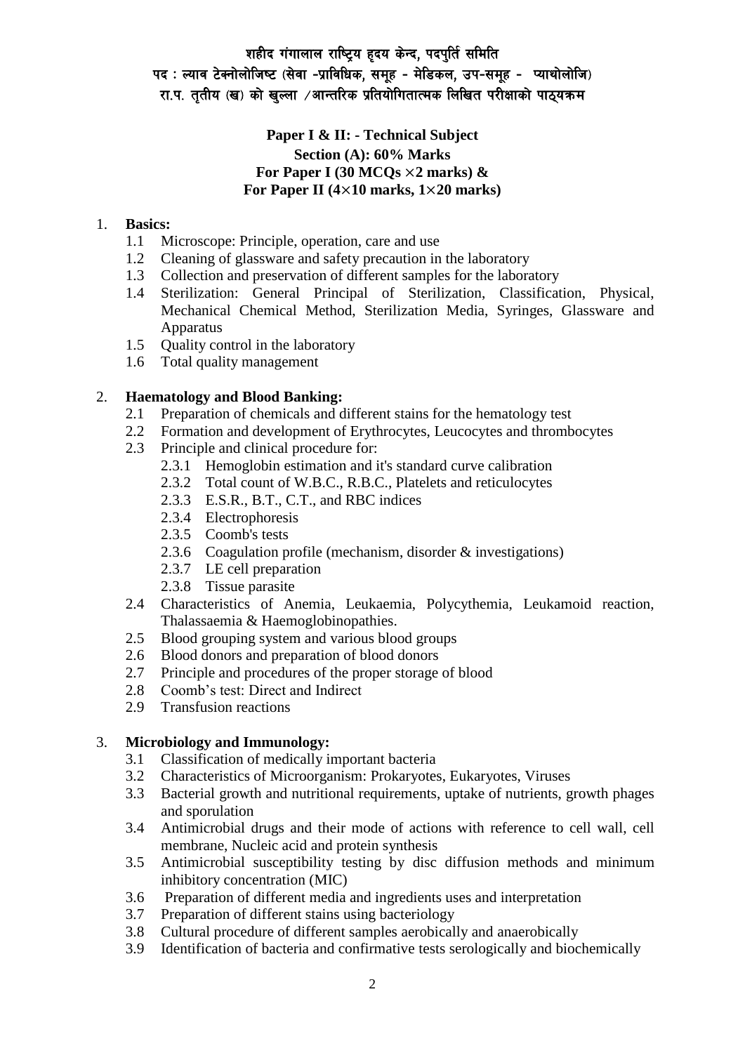शहीद गंगालाल राष्ट्रिय हृदय केन्द, पदपुर्ति समिति

पद : ल्याव टेक्नोलोजिष्ट (सेवा -प्राविधिक, समूह - मेडिकल, उप-समूह - प्याथोलोजि)

रा.प. तृतीय (ख) को खुल्ला /आन्तरिक प्रतियोगितात्मक लिखित परीक्षाको पाठ्यक्रम

## Paper I & II: - Technical Subject

### Section (A): 60% Marks

### For Paper I (30 MCQs ×2 marks) &
### For Paper II (4×10 marks, 1×20 marks)

1. **Basics:**
    - 1.1 Microscope: Principle, operation, care and use
    - 1.2 Cleaning of glassware and safety precaution in the laboratory
    - 1.3 Collection and preservation of different samples for the laboratory
    - 1.4 Sterilization: General Principal of Sterilization, Classification, Physical, Mechanical Chemical Method, Sterilization Media, Syringes, Glassware and Apparatus
    - 1.5 Quality control in the laboratory
    - 1.6 Total quality management

2. **Haematology and Blood Banking:**
    - 2.1 Preparation of chemicals and different stains for the hematology test
    - 2.2 Formation and development of Erythrocytes, Leucocytes and thrombocytes
    - 2.3 Principle and clinical procedure for:
        - 2.3.1 Hemoglobin estimation and it's standard curve calibration
        - 2.3.2 Total count of W.B.C., R.B.C., Platelets and reticulocytes
        - 2.3.3 E.S.R., B.T., C.T., and RBC indices
        - 2.3.4 Electrophoresis
        - 2.3.5 Coomb's tests
        - 2.3.6 Coagulation profile (mechanism, disorder & investigations)
        - 2.3.7 LE cell preparation
        - 2.3.8 Tissue parasite
    - 2.4 Characteristics of Anemia, Leukaemia, Polycythemia, Leukamoid reaction, Thalassaemia & Haemoglobinopathies.
    - 2.5 Blood grouping system and various blood groups
    - 2.6 Blood donors and preparation of blood donors
    - 2.7 Principle and procedures of the proper storage of blood
    - 2.8 Coomb's test: Direct and Indirect
    - 2.9 Transfusion reactions

3. **Microbiology and Immunology:**
    - 3.1 Classification of medically important bacteria
    - 3.2 Characteristics of Microorganism: Prokaryotes, Eukaryotes, Viruses
    - 3.3 Bacterial growth and nutritional requirements, uptake of nutrients, growth phages and sporulation
    - 3.4 Antimicrobial drugs and their mode of actions with reference to cell wall, cell membrane, Nucleic acid and protein synthesis
    - 3.5 Antimicrobial susceptibility testing by disc diffusion methods and minimum inhibitory concentration (MIC)
    - 3.6 Preparation of different media and ingredients uses and interpretation
    - 3.7 Preparation of different stains using bacteriology
    - 3.8 Cultural procedure of different samples aerobically and anaerobically
    - 3.9 Identification of bacteria and confirmative tests serologically and biochemically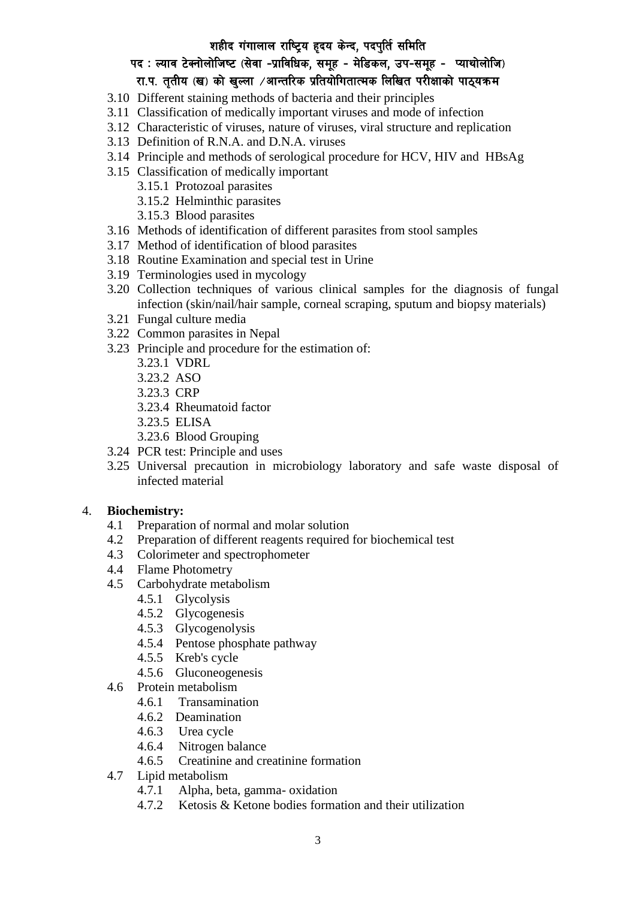- 3.10 Different staining methods of bacteria and their principles
- 3.11 Classification of medically important viruses and mode of infection
- 3.12 Characteristic of viruses, nature of viruses, viral structure and replication
- 3.13 Definition of R.N.A. and D.N.A. viruses
- 3.14 Principle and methods of serological procedure for HCV, HIV and HBsAg
- 3.15 Classification of medically important
  - 3.15.1 Protozoal parasites
  - 3.15.2 Helminthic parasites
  - 3.15.3 Blood parasites
- 3.16 Methods of identification of different parasites from stool samples
- 3.17 Method of identification of blood parasites
- 3.18 Routine Examination and special test in Urine
- 3.19 Terminologies used in mycology
- 3.20 Collection techniques of various clinical samples for the diagnosis of fungal infection (skin/nail/hair sample, corneal scraping, sputum and biopsy materials)
- 3.21 Fungal culture media
- 3.22 Common parasites in Nepal
- 3.23 Principle and procedure for the estimation of:
  - 3.23.1 VDRL
  - 3.23.2 ASO
  - 3.23.3 CRP
  - 3.23.4 Rheumatoid factor
  - 3.23.5 ELISA
  - 3.23.6 Blood Grouping
- 3.24 PCR test: Principle and uses
- 3.25 Universal precaution in microbiology laboratory and safe waste disposal of infected material

4. **Biochemistry:**
   - 4.1 Preparation of normal and molar solution
   - 4.2 Preparation of different reagents required for biochemical test
   - 4.3 Colorimeter and spectrophometer
   - 4.4 Flame Photometry
   - 4.5 Carbohydrate metabolism
     - 4.5.1 Glycolysis
     - 4.5.2 Glycogenesis
     - 4.5.3 Glycogenolysis
     - 4.5.4 Pentose phosphate pathway
     - 4.5.5 Kreb's cycle
     - 4.5.6 Gluconeogenesis
   - 4.6 Protein metabolism
     - 4.6.1 Transamination
     - 4.6.2 Deamination
     - 4.6.3 Urea cycle
     - 4.6.4 Nitrogen balance
     - 4.6.5 Creatinine and creatinine formation
   - 4.7 Lipid metabolism
     - 4.7.1 Alpha, beta, gamma- oxidation
     - 4.7.2 Ketosis & Ketone bodies formation and their utilization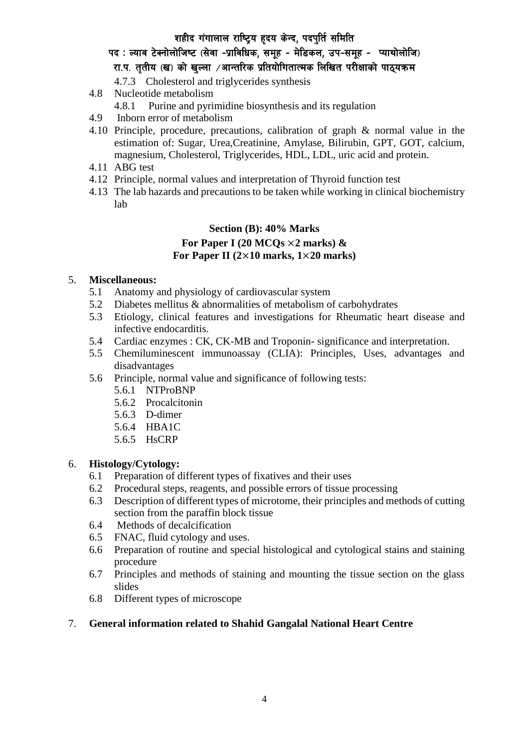4.7.3 Cholesterol and triglycerides synthesis

4.8 Nucleotide metabolism
   - 4.8.1 Purine and pyrimidine biosynthesis and its regulation

4.9 Inborn error of metabolism

4.10 Principle, procedure, precautions, calibration of graph & normal value in the estimation of: Sugar, Urea,Creatinine, Amylase, Bilirubin, GPT, GOT, calcium, magnesium, Cholesterol, Triglycerides, HDL, LDL, uric acid and protein.

4.11 ABG test

4.12 Principle, normal values and interpretation of Thyroid function test

4.13 The lab hazards and precautions to be taken while working in clinical biochemistry lab

## Section (B): 40% Marks

**For Paper I (20 MCQs $\times$2 marks) &**
**For Paper II (2$\times$10 marks, 1$\times$20 marks)**

### 5. Miscellaneous:

5.1 Anatomy and physiology of cardiovascular system

5.2 Diabetes mellitus & abnormalities of metabolism of carbohydrates

5.3 Etiology, clinical features and investigations for Rheumatic heart disease and infective endocarditis.

5.4 Cardiac enzymes : CK, CK-MB and Troponin- significance and interpretation.

5.5 Chemiluminescent immunoassay (CLIA): Principles, Uses, advantages and disadvantages

5.6 Principle, normal value and significance of following tests:
   - 5.6.1 NTProBNP
   - 5.6.2 Procalcitonin
   - 5.6.3 D-dimer
   - 5.6.4 HBA1C
   - 5.6.5 HsCRP

### 6. Histology/Cytology:

6.1 Preparation of different types of fixatives and their uses

6.2 Procedural steps, reagents, and possible errors of tissue processing

6.3 Description of different types of microtome, their principles and methods of cutting section from the paraffin block tissue

6.4 Methods of decalcification

6.5 FNAC, fluid cytology and uses.

6.6 Preparation of routine and special histological and cytological stains and staining procedure

6.7 Principles and methods of staining and mounting the tissue section on the glass slides

6.8 Different types of microscope

### 7. General information related to Shahid Gangalal National Heart Centre